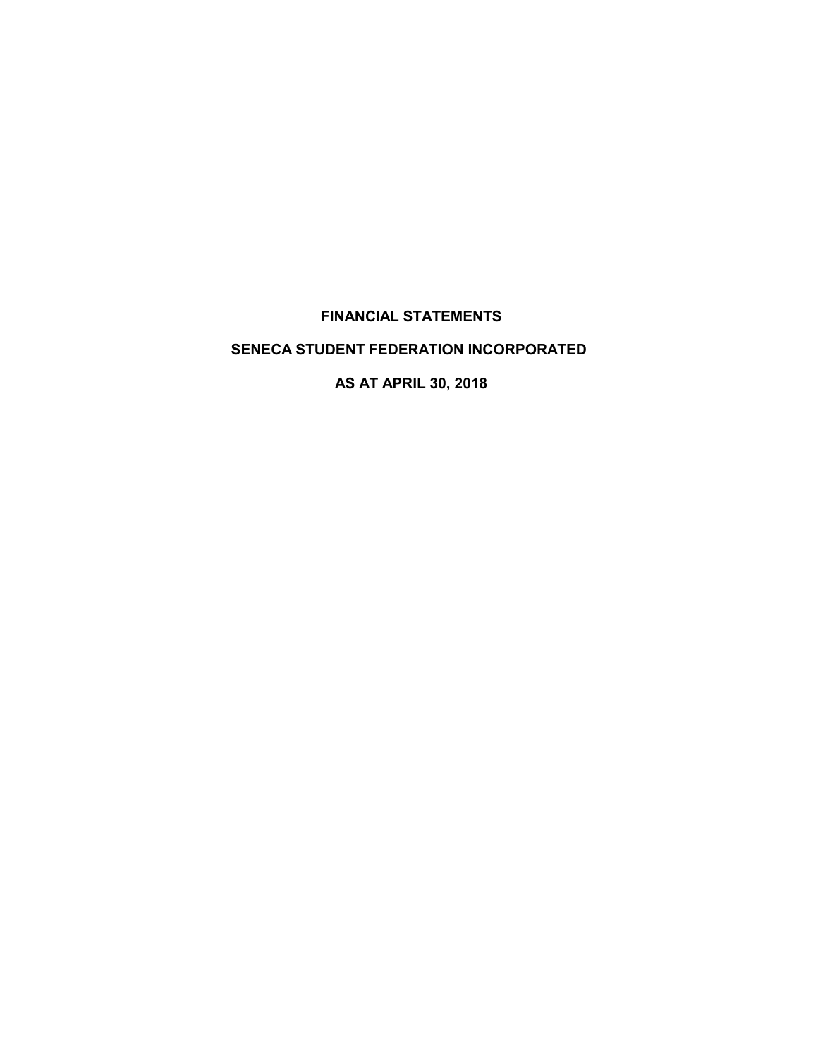# FINANCIAL STATEMENTS

# SENECA STUDENT FEDERATION INCORPORATED

# AS AT APRIL 30, 2018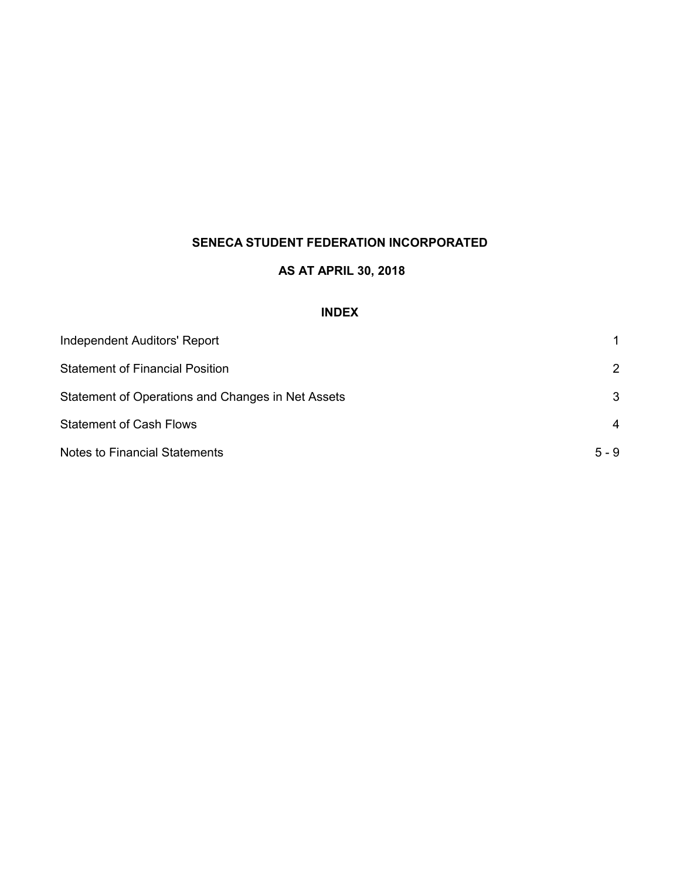# SENECA STUDENT FEDERATION INCORPORATED

## AS AT APRIL 30, 2018

### INDEX

| | |
|---|---|
| Independent Auditors' Report | 1 |
| Statement of Financial Position | 2 |
| Statement of Operations and Changes in Net Assets | 3 |
| Statement of Cash Flows | 4 |
| Notes to Financial Statements | 5 - 9 |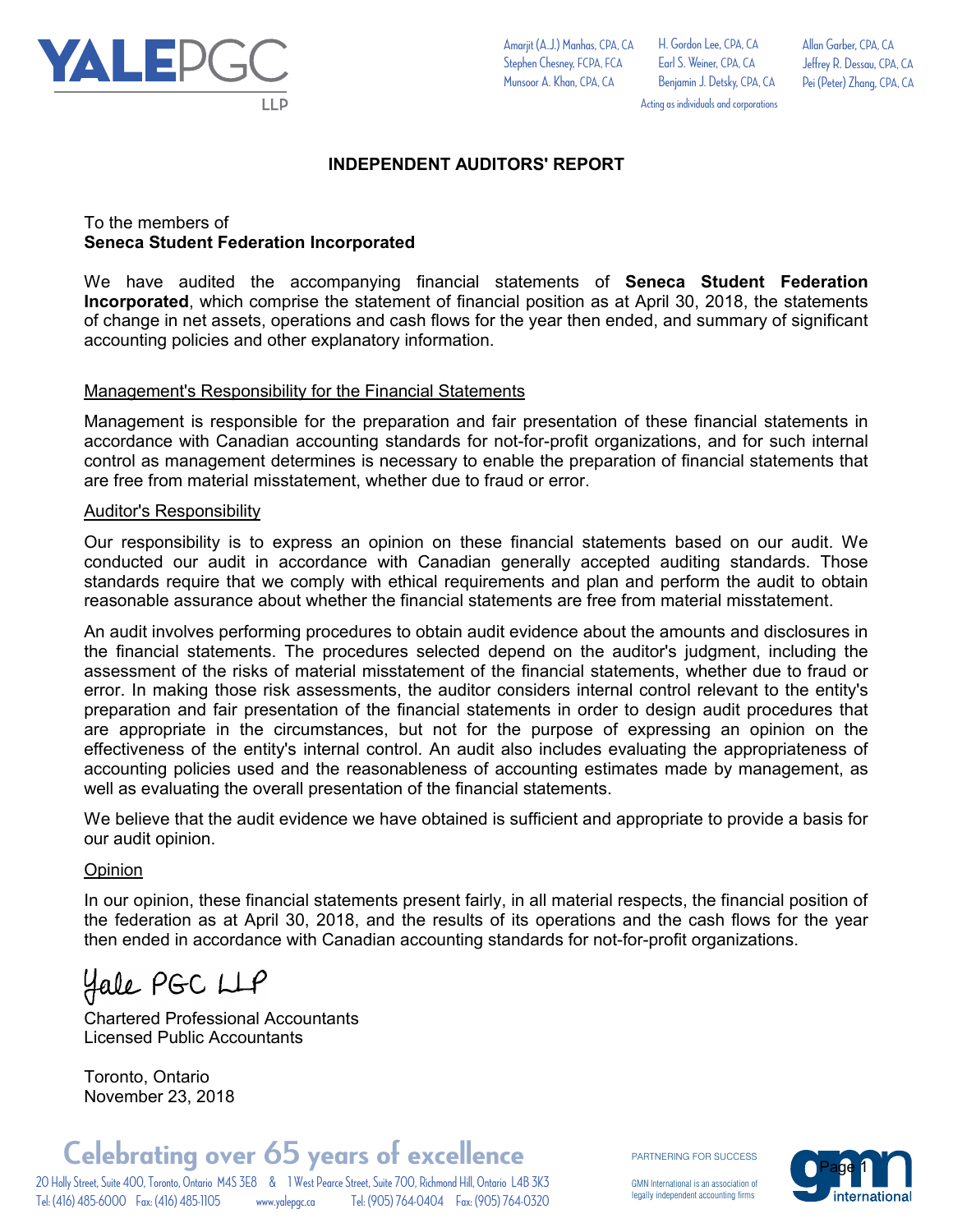# INDEPENDENT AUDITORS' REPORT

To the members of
**Seneca Student Federation Incorporated**

We have audited the accompanying financial statements of **Seneca Student Federation Incorporated**, which comprise the statement of financial position as at April 30, 2018, the statements of change in net assets, operations and cash flows for the year then ended, and summary of significant accounting policies and other explanatory information.

## Management's Responsibility for the Financial Statements

Management is responsible for the preparation and fair presentation of these financial statements in accordance with Canadian accounting standards for not-for-profit organizations, and for such internal control as management determines is necessary to enable the preparation of financial statements that are free from material misstatement, whether due to fraud or error.

## Auditor's Responsibility

Our responsibility is to express an opinion on these financial statements based on our audit. We conducted our audit in accordance with Canadian generally accepted auditing standards. Those standards require that we comply with ethical requirements and plan and perform the audit to obtain reasonable assurance about whether the financial statements are free from material misstatement.

An audit involves performing procedures to obtain audit evidence about the amounts and disclosures in the financial statements. The procedures selected depend on the auditor's judgment, including the assessment of the risks of material misstatement of the financial statements, whether due to fraud or error. In making those risk assessments, the auditor considers internal control relevant to the entity's preparation and fair presentation of the financial statements in order to design audit procedures that are appropriate in the circumstances, but not for the purpose of expressing an opinion on the effectiveness of the entity's internal control. An audit also includes evaluating the appropriateness of accounting policies used and the reasonableness of accounting estimates made by management, as well as evaluating the overall presentation of the financial statements.

We believe that the audit evidence we have obtained is sufficient and appropriate to provide a basis for our audit opinion.

## Opinion

In our opinion, these financial statements present fairly, in all material respects, the financial position of the federation as at April 30, 2018, and the results of its operations and the cash flows for the year then ended in accordance with Canadian accounting standards for not-for-profit organizations.

Yale PGC LLP

Chartered Professional Accountants
Licensed Public Accountants

Toronto, Ontario
November 23, 2018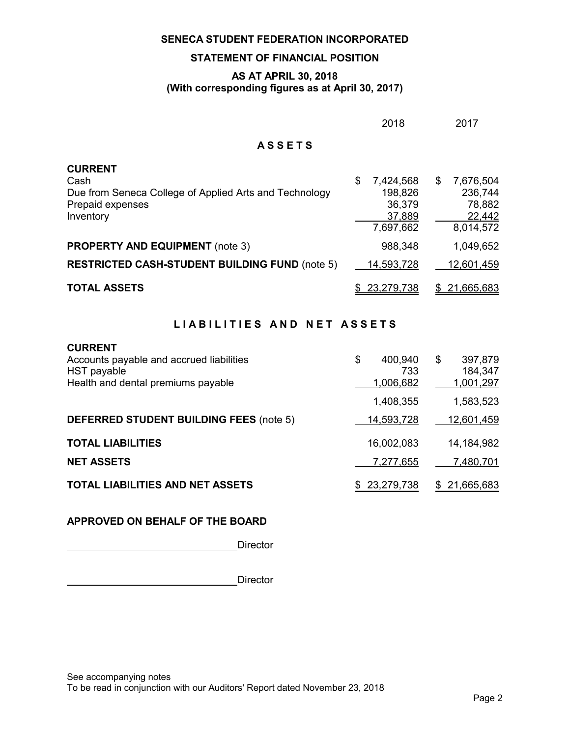# SENECA STUDENT FEDERATION INCORPORATED

## STATEMENT OF FINANCIAL POSITION

### AS AT APRIL 30, 2018
### (With corresponding figures as at April 30, 2017)

| | 2018 | 2017 |
|---|---|---|
| **A S S E T S** | | |
| **CURRENT** | | |
| Cash | $ 7,424,568 | $ 7,676,504 |
| Due from Seneca College of Applied Arts and Technology | 198,826 | 236,744 |
| Prepaid expenses | 36,379 | 78,882 |
| Inventory | 37,889 | 22,442 |
| | 7,697,662 | 8,014,572 |
| **PROPERTY AND EQUIPMENT** (note 3) | 988,348 | 1,049,652 |
| **RESTRICTED CASH-STUDENT BUILDING FUND** (note 5) | 14,593,728 | 12,601,459 |
| **TOTAL ASSETS** | $ 23,279,738 | $ 21,665,683 |
| **L I A B I L I T I E S  A N D  N E T  A S S E T S** | | |
| **CURRENT** | | |
| Accounts payable and accrued liabilities | $ 400,940 | $ 397,879 |
| HST payable | 733 | 184,347 |
| Health and dental premiums payable | 1,006,682 | 1,001,297 |
| | 1,408,355 | 1,583,523 |
| **DEFERRED STUDENT BUILDING FEES** (note 5) | 14,593,728 | 12,601,459 |
| **TOTAL LIABILITIES** | 16,002,083 | 14,184,982 |
| **NET ASSETS** | 7,277,655 | 7,480,701 |
| **TOTAL LIABILITIES AND NET ASSETS** | $ 23,279,738 | $ 21,665,683 |

**APPROVED ON BEHALF OF THE BOARD**

\_\_\_\_\_\_\_\_\_\_\_\_\_\_\_\_\_\_\_\_\_\_\_\_\_\_\_\_\_\_ Director

\_\_\_\_\_\_\_\_\_\_\_\_\_\_\_\_\_\_\_\_\_\_\_\_\_\_\_\_\_\_ Director

See accompanying notes
To be read in conjunction with our Auditors' Report dated November 23, 2018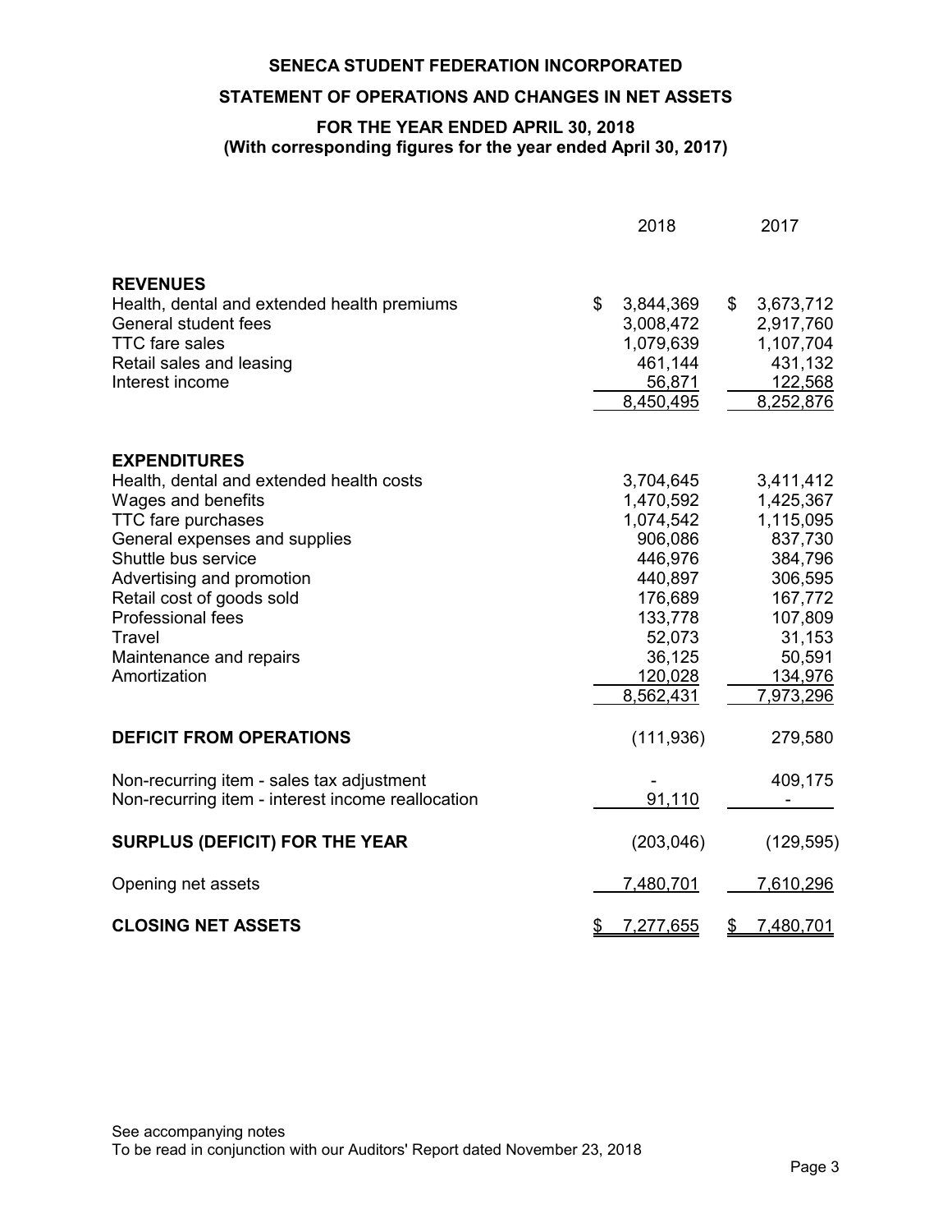# SENECA STUDENT FEDERATION INCORPORATED

## STATEMENT OF OPERATIONS AND CHANGES IN NET ASSETS

### FOR THE YEAR ENDED APRIL 30, 2018
### (With corresponding figures for the year ended April 30, 2017)

| | 2018 | 2017 |
|---|---|---|
| **REVENUES** | | |
| Health, dental and extended health premiums | $ 3,844,369 | $ 3,673,712 |
| General student fees | 3,008,472 | 2,917,760 |
| TTC fare sales | 1,079,639 | 1,107,704 |
| Retail sales and leasing | 461,144 | 431,132 |
| Interest income | 56,871 | 122,568 |
| | 8,450,495 | 8,252,876 |
| **EXPENDITURES** | | |
| Health, dental and extended health costs | 3,704,645 | 3,411,412 |
| Wages and benefits | 1,470,592 | 1,425,367 |
| TTC fare purchases | 1,074,542 | 1,115,095 |
| General expenses and supplies | 906,086 | 837,730 |
| Shuttle bus service | 446,976 | 384,796 |
| Advertising and promotion | 440,897 | 306,595 |
| Retail cost of goods sold | 176,689 | 167,772 |
| Professional fees | 133,778 | 107,809 |
| Travel | 52,073 | 31,153 |
| Maintenance and repairs | 36,125 | 50,591 |
| Amortization | 120,028 | 134,976 |
| | 8,562,431 | 7,973,296 |
| **DEFICIT FROM OPERATIONS** | (111,936) | 279,580 |
| Non-recurring item - sales tax adjustment | - | 409,175 |
| Non-recurring item - interest income reallocation | 91,110 | - |
| **SURPLUS (DEFICIT) FOR THE YEAR** | (203,046) | (129,595) |
| Opening net assets | 7,480,701 | 7,610,296 |
| **CLOSING NET ASSETS** | $ 7,277,655 | $ 7,480,701 |

See accompanying notes

To be read in conjunction with our Auditors' Report dated November 23, 2018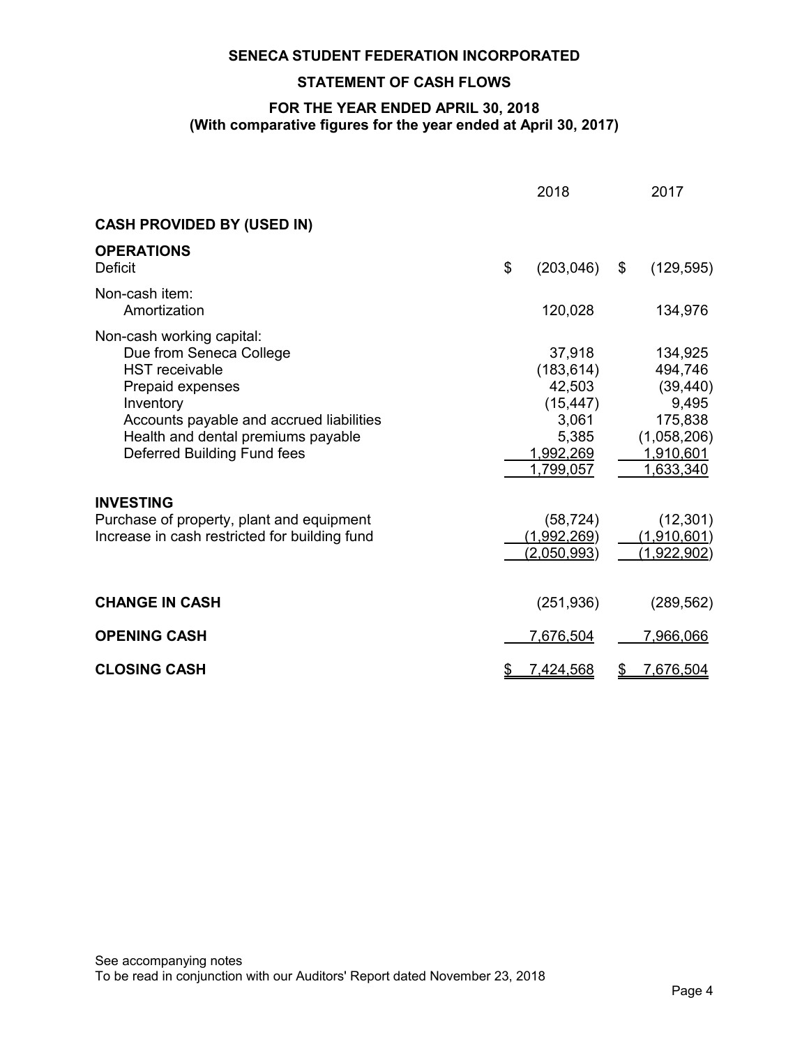**SENECA STUDENT FEDERATION INCORPORATED**

**STATEMENT OF CASH FLOWS**

**FOR THE YEAR ENDED APRIL 30, 2018**
**(With comparative figures for the year ended at April 30, 2017)**

| | 2018 | 2017 |
|---|---|---|
| **CASH PROVIDED BY (USED IN)** | | |
| **OPERATIONS** | | |
| Deficit | $ (203,046) | $ (129,595) |
| Non-cash item: | | |
| Amortization | 120,028 | 134,976 |
| Non-cash working capital: | | |
| Due from Seneca College | 37,918 | 134,925 |
| HST receivable | (183,614) | 494,746 |
| Prepaid expenses | 42,503 | (39,440) |
| Inventory | (15,447) | 9,495 |
| Accounts payable and accrued liabilities | 3,061 | 175,838 |
| Health and dental premiums payable | 5,385 | (1,058,206) |
| Deferred Building Fund fees | 1,992,269 | 1,910,601 |
| | 1,799,057 | 1,633,340 |
| **INVESTING** | | |
| Purchase of property, plant and equipment | (58,724) | (12,301) |
| Increase in cash restricted for building fund | (1,992,269) | (1,910,601) |
| | (2,050,993) | (1,922,902) |
| **CHANGE IN CASH** | (251,936) | (289,562) |
| **OPENING CASH** | 7,676,504 | 7,966,066 |
| **CLOSING CASH** | $ 7,424,568 | $ 7,676,504 |

See accompanying notes
To be read in conjunction with our Auditors' Report dated November 23, 2018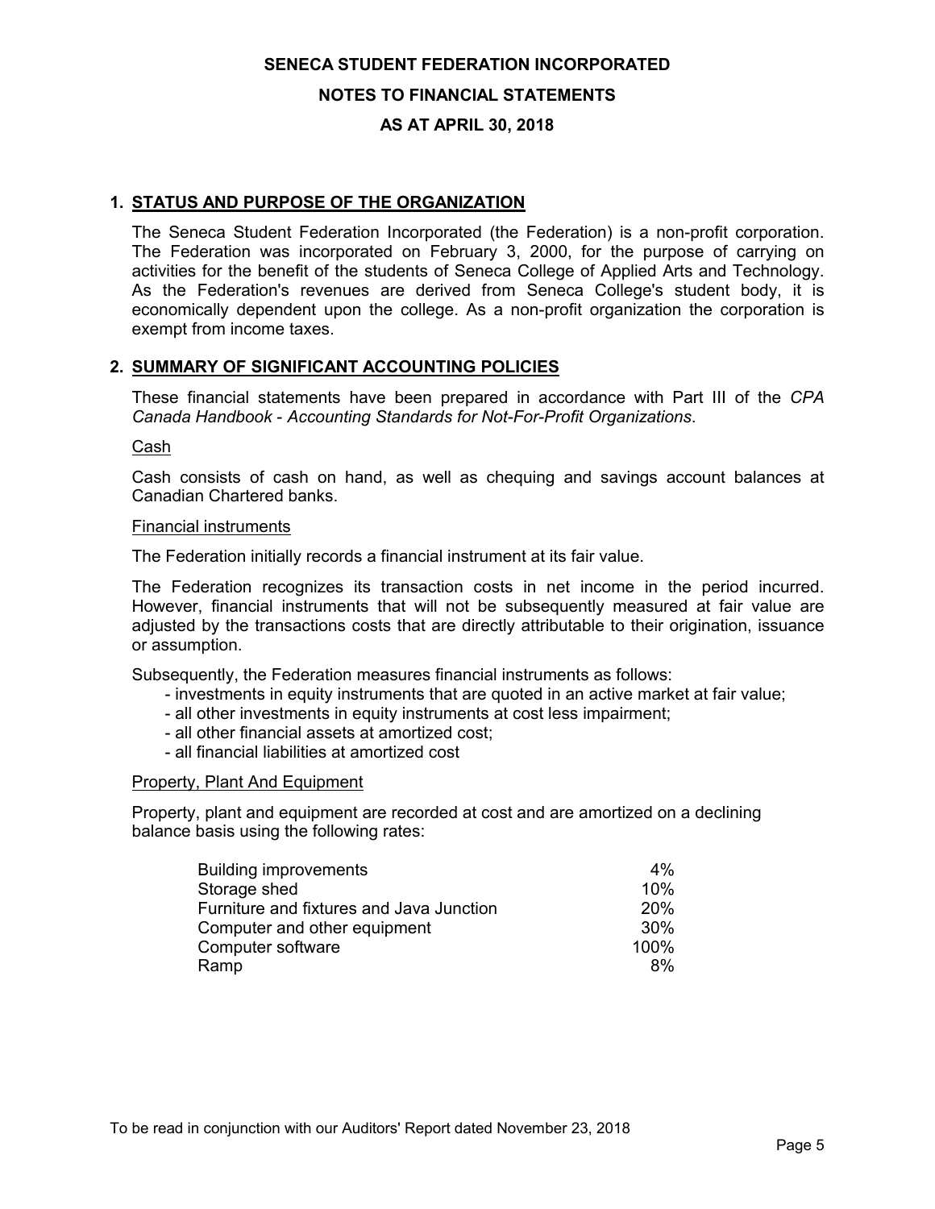# SENECA STUDENT FEDERATION INCORPORATED

## NOTES TO FINANCIAL STATEMENTS

## AS AT APRIL 30, 2018

### 1. STATUS AND PURPOSE OF THE ORGANIZATION

The Seneca Student Federation Incorporated (the Federation) is a non-profit corporation. The Federation was incorporated on February 3, 2000, for the purpose of carrying on activities for the benefit of the students of Seneca College of Applied Arts and Technology. As the Federation's revenues are derived from Seneca College's student body, it is economically dependent upon the college. As a non-profit organization the corporation is exempt from income taxes.

### 2. SUMMARY OF SIGNIFICANT ACCOUNTING POLICIES

These financial statements have been prepared in accordance with Part III of the *CPA Canada Handbook* - *Accounting Standards for Not-For-Profit Organizations*.

Cash

Cash consists of cash on hand, as well as chequing and savings account balances at Canadian Chartered banks.

Financial instruments

The Federation initially records a financial instrument at its fair value.

The Federation recognizes its transaction costs in net income in the period incurred. However, financial instruments that will not be subsequently measured at fair value are adjusted by the transactions costs that are directly attributable to their origination, issuance or assumption.

Subsequently, the Federation measures financial instruments as follows:

- investments in equity instruments that are quoted in an active market at fair value;
- all other investments in equity instruments at cost less impairment;
- all other financial assets at amortized cost;
- all financial liabilities at amortized cost

Property, Plant And Equipment

Property, plant and equipment are recorded at cost and are amortized on a declining balance basis using the following rates:

| | |
|---|---|
| Building improvements | 4% |
| Storage shed | 10% |
| Furniture and fixtures and Java Junction | 20% |
| Computer and other equipment | 30% |
| Computer software | 100% |
| Ramp | 8% |

To be read in conjunction with our Auditors' Report dated November 23, 2018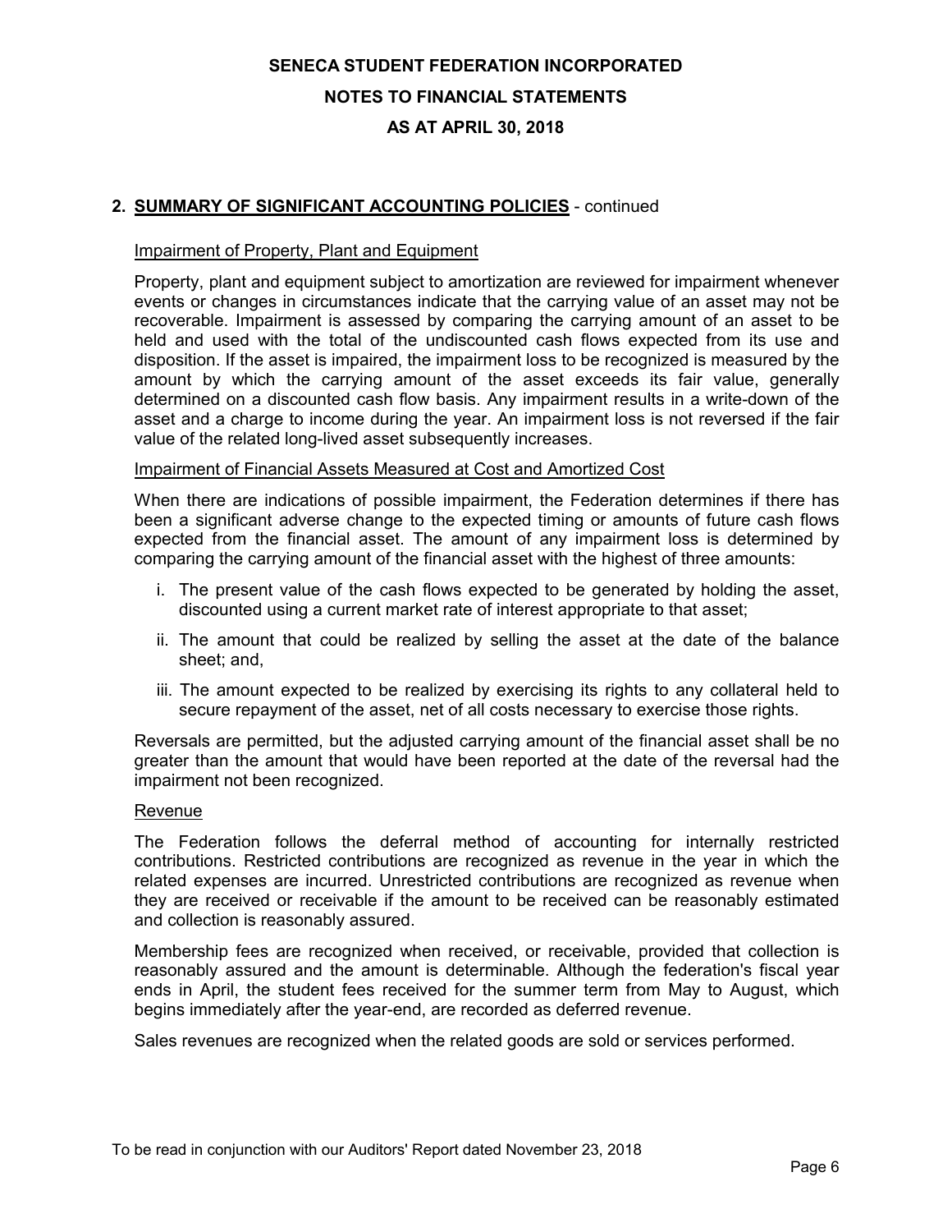# SENECA STUDENT FEDERATION INCORPORATED

## NOTES TO FINANCIAL STATEMENTS

## AS AT APRIL 30, 2018

### 2. SUMMARY OF SIGNIFICANT ACCOUNTING POLICIES - continued

#### Impairment of Property, Plant and Equipment

Property, plant and equipment subject to amortization are reviewed for impairment whenever events or changes in circumstances indicate that the carrying value of an asset may not be recoverable. Impairment is assessed by comparing the carrying amount of an asset to be held and used with the total of the undiscounted cash flows expected from its use and disposition. If the asset is impaired, the impairment loss to be recognized is measured by the amount by which the carrying amount of the asset exceeds its fair value, generally determined on a discounted cash flow basis. Any impairment results in a write-down of the asset and a charge to income during the year. An impairment loss is not reversed if the fair value of the related long-lived asset subsequently increases.

#### Impairment of Financial Assets Measured at Cost and Amortized Cost

When there are indications of possible impairment, the Federation determines if there has been a significant adverse change to the expected timing or amounts of future cash flows expected from the financial asset. The amount of any impairment loss is determined by comparing the carrying amount of the financial asset with the highest of three amounts:

i. The present value of the cash flows expected to be generated by holding the asset, discounted using a current market rate of interest appropriate to that asset;

ii. The amount that could be realized by selling the asset at the date of the balance sheet; and,

iii. The amount expected to be realized by exercising its rights to any collateral held to secure repayment of the asset, net of all costs necessary to exercise those rights.

Reversals are permitted, but the adjusted carrying amount of the financial asset shall be no greater than the amount that would have been reported at the date of the reversal had the impairment not been recognized.

#### Revenue

The Federation follows the deferral method of accounting for internally restricted contributions. Restricted contributions are recognized as revenue in the year in which the related expenses are incurred. Unrestricted contributions are recognized as revenue when they are received or receivable if the amount to be received can be reasonably estimated and collection is reasonably assured.

Membership fees are recognized when received, or receivable, provided that collection is reasonably assured and the amount is determinable. Although the federation's fiscal year ends in April, the student fees received for the summer term from May to August, which begins immediately after the year-end, are recorded as deferred revenue.

Sales revenues are recognized when the related goods are sold or services performed.

To be read in conjunction with our Auditors' Report dated November 23, 2018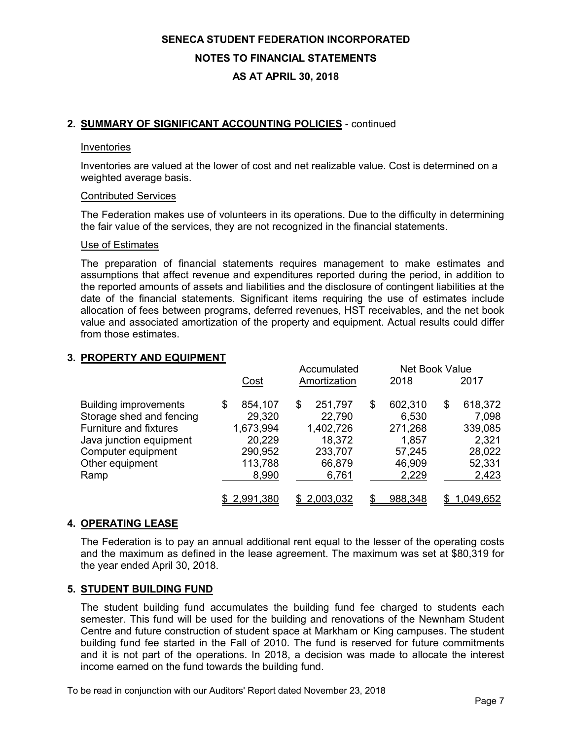# SENECA STUDENT FEDERATION INCORPORATED

## NOTES TO FINANCIAL STATEMENTS

## AS AT APRIL 30, 2018

### 2. SUMMARY OF SIGNIFICANT ACCOUNTING POLICIES - continued

Inventories

Inventories are valued at the lower of cost and net realizable value. Cost is determined on a weighted average basis.

Contributed Services

The Federation makes use of volunteers in its operations. Due to the difficulty in determining the fair value of the services, they are not recognized in the financial statements.

Use of Estimates

The preparation of financial statements requires management to make estimates and assumptions that affect revenue and expenditures reported during the period, in addition to the reported amounts of assets and liabilities and the disclosure of contingent liabilities at the date of the financial statements. Significant items requiring the use of estimates include allocation of fees between programs, deferred revenues, HST receivables, and the net book value and associated amortization of the property and equipment. Actual results could differ from those estimates.

### 3. PROPERTY AND EQUIPMENT

| | Cost | Accumulated Amortization | Net Book Value 2018 | Net Book Value 2017 |
|---|---|---|---|---|
| Building improvements | $ 854,107 | $ 251,797 | $ 602,310 | $ 618,372 |
| Storage shed and fencing | 29,320 | 22,790 | 6,530 | 7,098 |
| Furniture and fixtures | 1,673,994 | 1,402,726 | 271,268 | 339,085 |
| Java junction equipment | 20,229 | 18,372 | 1,857 | 2,321 |
| Computer equipment | 290,952 | 233,707 | 57,245 | 28,022 |
| Other equipment | 113,788 | 66,879 | 46,909 | 52,331 |
| Ramp | 8,990 | 6,761 | 2,229 | 2,423 |
| | $ 2,991,380 | $ 2,003,032 | $ 988,348 | $ 1,049,652 |

### 4. OPERATING LEASE

The Federation is to pay an annual additional rent equal to the lesser of the operating costs and the maximum as defined in the lease agreement. The maximum was set at $80,319 for the year ended April 30, 2018.

### 5. STUDENT BUILDING FUND

The student building fund accumulates the building fund fee charged to students each semester. This fund will be used for the building and renovations of the Newnham Student Centre and future construction of student space at Markham or King campuses. The student building fund fee started in the Fall of 2010. The fund is reserved for future commitments and it is not part of the operations. In 2018, a decision was made to allocate the interest income earned on the fund towards the building fund.

To be read in conjunction with our Auditors' Report dated November 23, 2018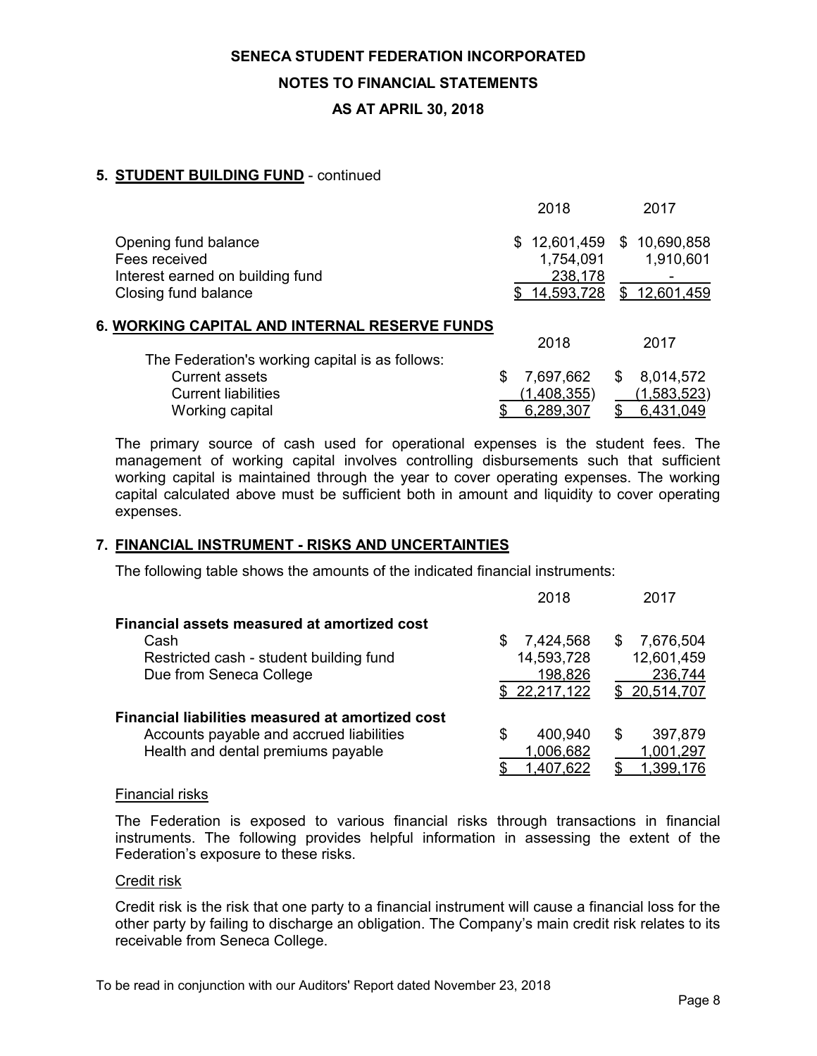# SENECA STUDENT FEDERATION INCORPORATED

## NOTES TO FINANCIAL STATEMENTS

## AS AT APRIL 30, 2018

### 5. STUDENT BUILDING FUND - continued

| | 2018 | 2017 |
|---|---|---|
| Opening fund balance | $ 12,601,459 | $ 10,690,858 |
| Fees received | 1,754,091 | 1,910,601 |
| Interest earned on building fund | 238,178 | - |
| Closing fund balance | $ 14,593,728 | $ 12,601,459 |

### 6. WORKING CAPITAL AND INTERNAL RESERVE FUNDS

| | 2018 | 2017 |
|---|---|---|
| The Federation's working capital is as follows: | | |
| Current assets | $ 7,697,662 | $ 8,014,572 |
| Current liabilities | (1,408,355) | (1,583,523) |
| Working capital | $ 6,289,307 | $ 6,431,049 |

The primary source of cash used for operational expenses is the student fees. The management of working capital involves controlling disbursements such that sufficient working capital is maintained through the year to cover operating expenses. The working capital calculated above must be sufficient both in amount and liquidity to cover operating expenses.

### 7. FINANCIAL INSTRUMENT - RISKS AND UNCERTAINTIES

The following table shows the amounts of the indicated financial instruments:

| | 2018 | 2017 |
|---|---|---|
| **Financial assets measured at amortized cost** | | |
| Cash | $ 7,424,568 | $ 7,676,504 |
| Restricted cash - student building fund | 14,593,728 | 12,601,459 |
| Due from Seneca College | 198,826 | 236,744 |
| | $ 22,217,122 | $ 20,514,707 |
| **Financial liabilities measured at amortized cost** | | |
| Accounts payable and accrued liabilities | $ 400,940 | $ 397,879 |
| Health and dental premiums payable | 1,006,682 | 1,001,297 |
| | $ 1,407,622 | $ 1,399,176 |

Financial risks

The Federation is exposed to various financial risks through transactions in financial instruments. The following provides helpful information in assessing the extent of the Federation's exposure to these risks.

Credit risk

Credit risk is the risk that one party to a financial instrument will cause a financial loss for the other party by failing to discharge an obligation. The Company's main credit risk relates to its receivable from Seneca College.

To be read in conjunction with our Auditors' Report dated November 23, 2018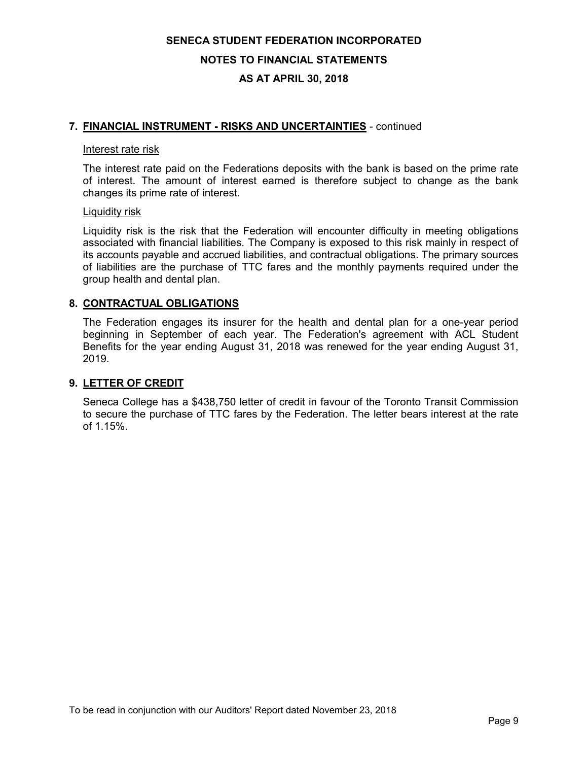## 7. FINANCIAL INSTRUMENT - RISKS AND UNCERTAINTIES - continued

Interest rate risk

The interest rate paid on the Federations deposits with the bank is based on the prime rate of interest. The amount of interest earned is therefore subject to change as the bank changes its prime rate of interest.

Liquidity risk

Liquidity risk is the risk that the Federation will encounter difficulty in meeting obligations associated with financial liabilities. The Company is exposed to this risk mainly in respect of its accounts payable and accrued liabilities, and contractual obligations. The primary sources of liabilities are the purchase of TTC fares and the monthly payments required under the group health and dental plan.

## 8. CONTRACTUAL OBLIGATIONS

The Federation engages its insurer for the health and dental plan for a one-year period beginning in September of each year. The Federation's agreement with ACL Student Benefits for the year ending August 31, 2018 was renewed for the year ending August 31, 2019.

## 9. LETTER OF CREDIT

Seneca College has a $438,750 letter of credit in favour of the Toronto Transit Commission to secure the purchase of TTC fares by the Federation. The letter bears interest at the rate of 1.15%.

To be read in conjunction with our Auditors' Report dated November 23, 2018